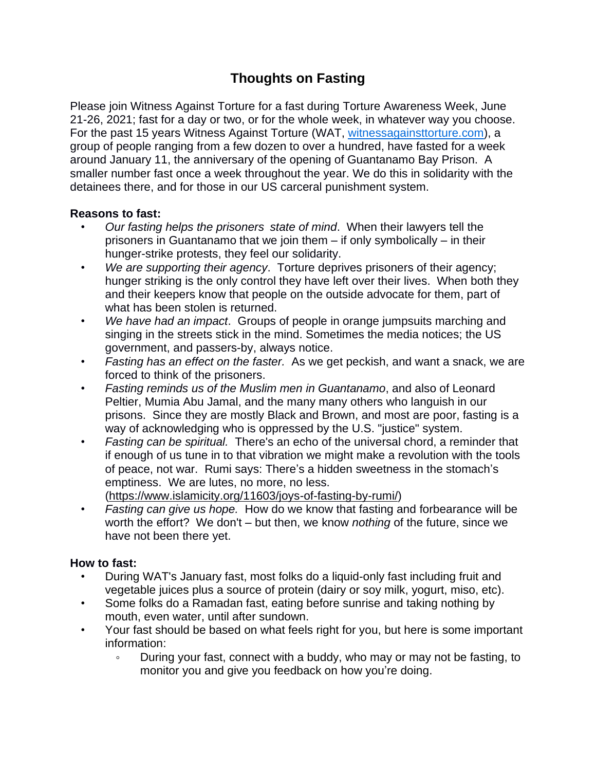# Thoughts on Fasting

Please join Witness Against Torture for a fast during Torture Awareness Week, June 21-26, 2021; fast for a day or two, or for the whole week, in whatever way you choose. For the past 15 years Witness Against Torture (WAT, [witnessagainsttorture.com](witnessagainsttorture.com)), a group of people ranging from a few dozen to over a hundred, have fasted for a week around January 11, the anniversary of the opening of Guantanamo Bay Prison. A smaller number fast once a week throughout the year. We do this in solidarity with the detainees there, and for those in our US carceral punishment system.

**Reasons to fast:**

- *Our fasting helps the prisoners state of mind*. When their lawyers tell the prisoners in Guantanamo that we join them – if only symbolically – in their hunger-strike protests, they feel our solidarity.
- *We are supporting their agency*. Torture deprives prisoners of their agency; hunger striking is the only control they have left over their lives. When both they and their keepers know that people on the outside advocate for them, part of what has been stolen is returned.
- *We have had an impact*. Groups of people in orange jumpsuits marching and singing in the streets stick in the mind. Sometimes the media notices; the US government, and passers-by, always notice.
- *Fasting has an effect on the faster.* As we get peckish, and want a snack, we are forced to think of the prisoners.
- *Fasting reminds us of the Muslim men in Guantanamo*, and also of Leonard Peltier, Mumia Abu Jamal, and the many many others who languish in our prisons. Since they are mostly Black and Brown, and most are poor, fasting is a way of acknowledging who is oppressed by the U.S. "justice" system.
- *Fasting can be spiritual.* There's an echo of the universal chord, a reminder that if enough of us tune in to that vibration we might make a revolution with the tools of peace, not war. Rumi says: There's a hidden sweetness in the stomach's emptiness. We are lutes, no more, no less. (https://www.islamicity.org/11603/joys-of-fasting-by-rumi/)
- *Fasting can give us hope.* How do we know that fasting and forbearance will be worth the effort? We don't – but then, we know *nothing* of the future, since we have not been there yet.

**How to fast:**

- During WAT's January fast, most folks do a liquid-only fast including fruit and vegetable juices plus a source of protein (dairy or soy milk, yogurt, miso, etc).
- Some folks do a Ramadan fast, eating before sunrise and taking nothing by mouth, even water, until after sundown.
- Your fast should be based on what feels right for you, but here is some important information:
    - During your fast, connect with a buddy, who may or may not be fasting, to monitor you and give you feedback on how you're doing.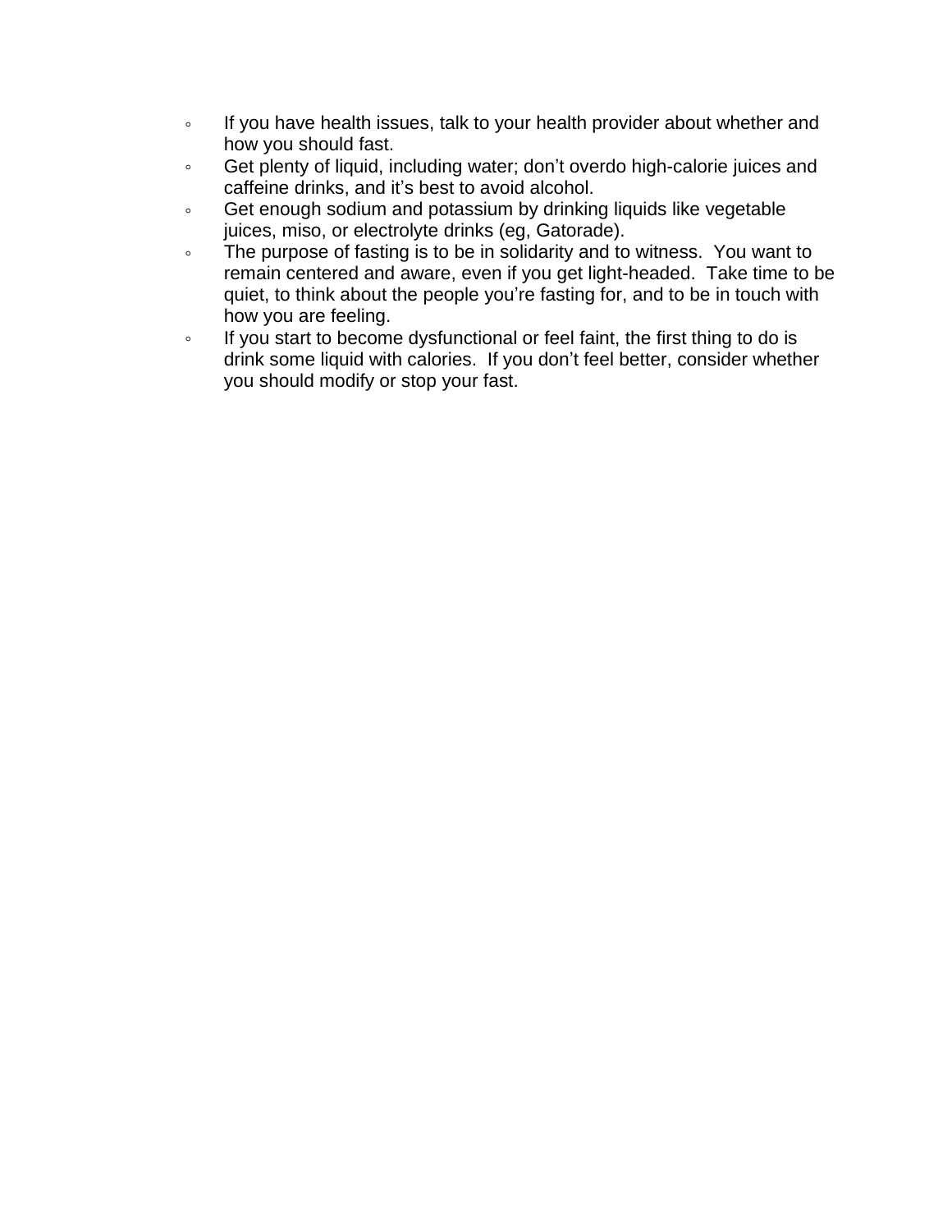- If you have health issues, talk to your health provider about whether and how you should fast.
- Get plenty of liquid, including water; don’t overdo high-calorie juices and caffeine drinks, and it’s best to avoid alcohol.
- Get enough sodium and potassium by drinking liquids like vegetable juices, miso, or electrolyte drinks (eg, Gatorade).
- The purpose of fasting is to be in solidarity and to witness. You want to remain centered and aware, even if you get light-headed. Take time to be quiet, to think about the people you’re fasting for, and to be in touch with how you are feeling.
- If you start to become dysfunctional or feel faint, the first thing to do is drink some liquid with calories. If you don’t feel better, consider whether you should modify or stop your fast.